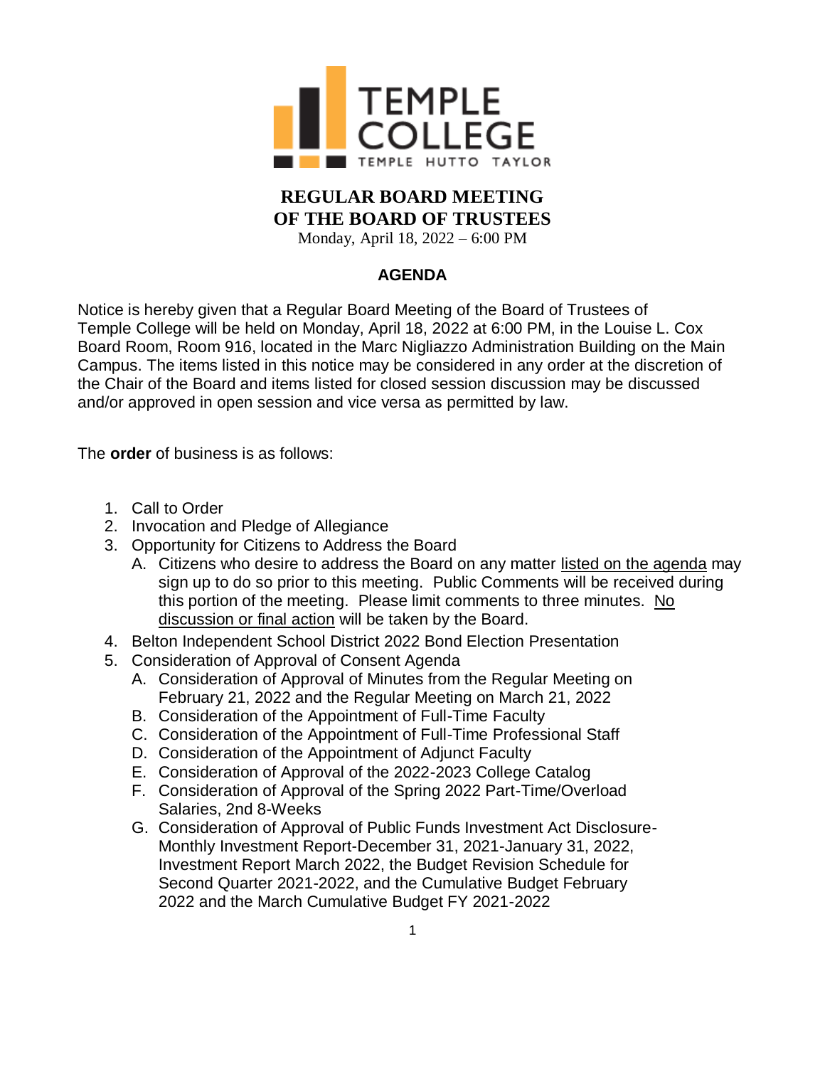TEMPLE COLLEGE
TEMPLE HUTTO TAYLOR

# REGULAR BOARD MEETING OF THE BOARD OF TRUSTEES

Monday, April 18, 2022 – 6:00 PM

## AGENDA

Notice is hereby given that a Regular Board Meeting of the Board of Trustees of Temple College will be held on Monday, April 18, 2022 at 6:00 PM, in the Louise L. Cox Board Room, Room 916, located in the Marc Nigliazzo Administration Building on the Main Campus. The items listed in this notice may be considered in any order at the discretion of the Chair of the Board and items listed for closed session discussion may be discussed and/or approved in open session and vice versa as permitted by law.

The **order** of business is as follows:

1. Call to Order
2. Invocation and Pledge of Allegiance
3. Opportunity for Citizens to Address the Board
   A. Citizens who desire to address the Board on any matter listed on the agenda may sign up to do so prior to this meeting. Public Comments will be received during this portion of the meeting. Please limit comments to three minutes. No discussion or final action will be taken by the Board.
4. Belton Independent School District 2022 Bond Election Presentation
5. Consideration of Approval of Consent Agenda
   A. Consideration of Approval of Minutes from the Regular Meeting on February 21, 2022 and the Regular Meeting on March 21, 2022
   B. Consideration of the Appointment of Full-Time Faculty
   C. Consideration of the Appointment of Full-Time Professional Staff
   D. Consideration of the Appointment of Adjunct Faculty
   E. Consideration of Approval of the 2022-2023 College Catalog
   F. Consideration of Approval of the Spring 2022 Part-Time/Overload Salaries, 2nd 8-Weeks
   G. Consideration of Approval of Public Funds Investment Act Disclosure-Monthly Investment Report-December 31, 2021-January 31, 2022, Investment Report March 2022, the Budget Revision Schedule for Second Quarter 2021-2022, and the Cumulative Budget February 2022 and the March Cumulative Budget FY 2021-2022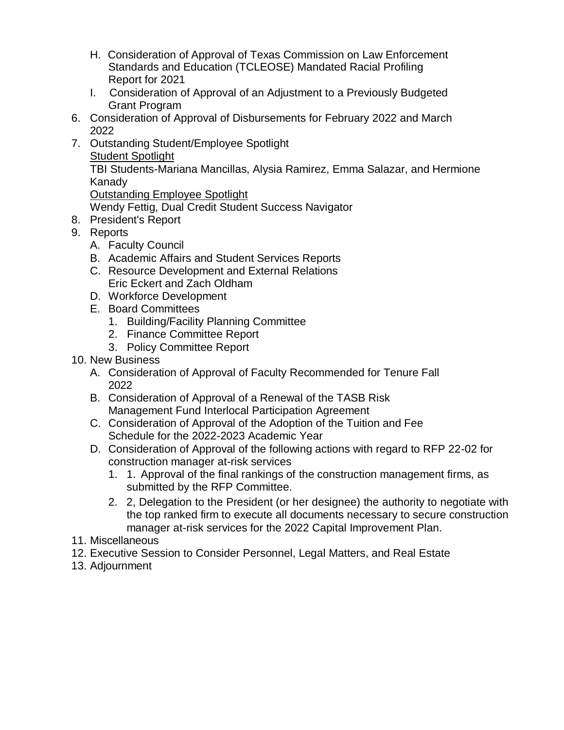H. Consideration of Approval of Texas Commission on Law Enforcement Standards and Education (TCLEOSE) Mandated Racial Profiling Report for 2021
I. Consideration of Approval of an Adjustment to a Previously Budgeted Grant Program

6. Consideration of Approval of Disbursements for February 2022 and March 2022
7. Outstanding Student/Employee Spotlight
   <u>Student Spotlight</u>
   TBI Students-Mariana Mancillas, Alysia Ramirez, Emma Salazar, and Hermione Kanady
   <u>Outstanding Employee Spotlight</u>
   Wendy Fettig, Dual Credit Student Success Navigator
8. President's Report
9. Reports
   A. Faculty Council
   B. Academic Affairs and Student Services Reports
   C. Resource Development and External Relations
      Eric Eckert and Zach Oldham
   D. Workforce Development
   E. Board Committees
      1. Building/Facility Planning Committee
      2. Finance Committee Report
      3. Policy Committee Report
10. New Business
    A. Consideration of Approval of Faculty Recommended for Tenure Fall 2022
    B. Consideration of Approval of a Renewal of the TASB Risk Management Fund Interlocal Participation Agreement
    C. Consideration of Approval of the Adoption of the Tuition and Fee Schedule for the 2022-2023 Academic Year
    D. Consideration of Approval of the following actions with regard to RFP 22-02 for construction manager at-risk services
       1. 1. Approval of the final rankings of the construction management firms, as submitted by the RFP Committee.
       2. 2, Delegation to the President (or her designee) the authority to negotiate with the top ranked firm to execute all documents necessary to secure construction manager at-risk services for the 2022 Capital Improvement Plan.
11. Miscellaneous
12. Executive Session to Consider Personnel, Legal Matters, and Real Estate
13. Adjournment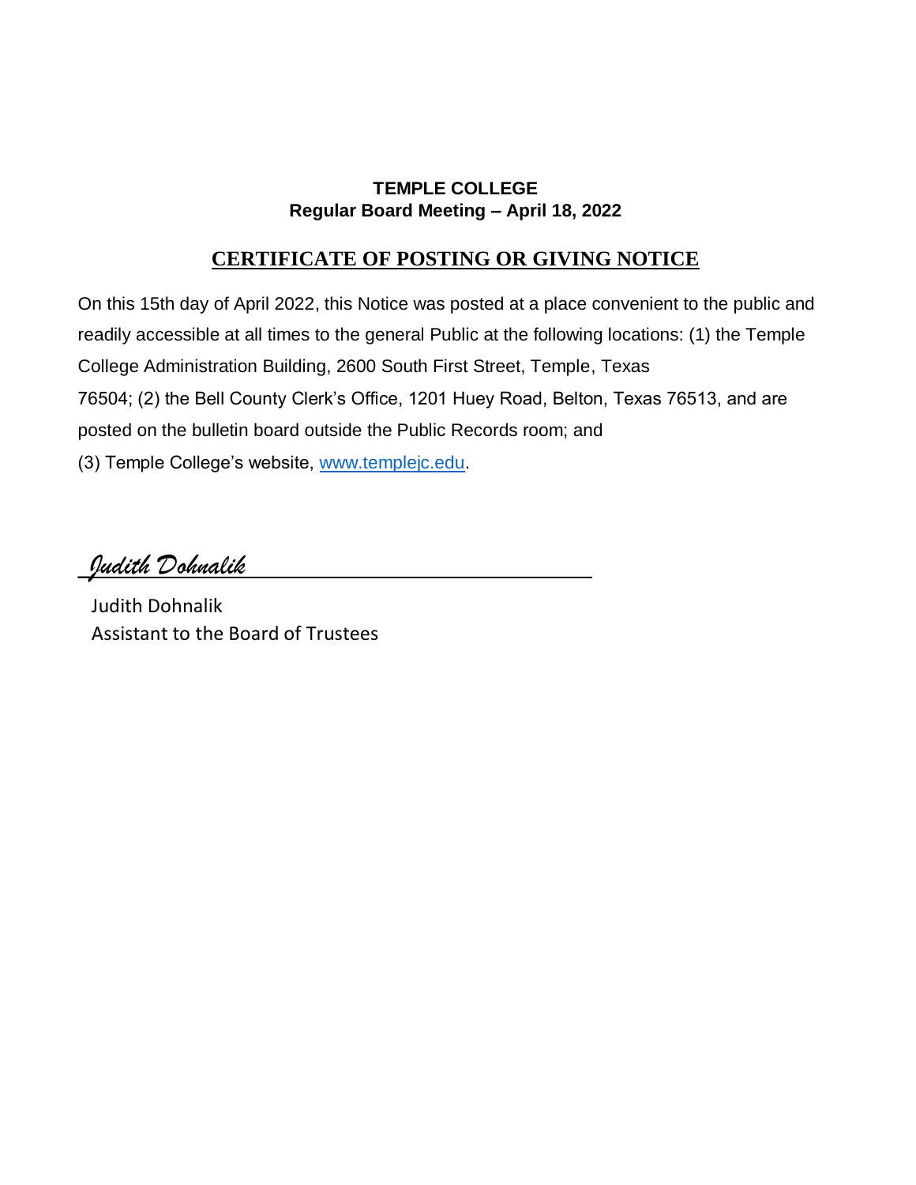**TEMPLE COLLEGE**
**Regular Board Meeting – April 18, 2022**

## CERTIFICATE OF POSTING OR GIVING NOTICE

On this 15th day of April 2022, this Notice was posted at a place convenient to the public and readily accessible at all times to the general Public at the following locations: (1) the Temple College Administration Building, 2600 South First Street, Temple, Texas 76504; (2) the Bell County Clerk's Office, 1201 Huey Road, Belton, Texas 76513, and are posted on the bulletin board outside the Public Records room; and (3) Temple College's website, [www.templejc.edu](http://www.templejc.edu).

*Judith Dohnalik*

Judith Dohnalik
Assistant to the Board of Trustees